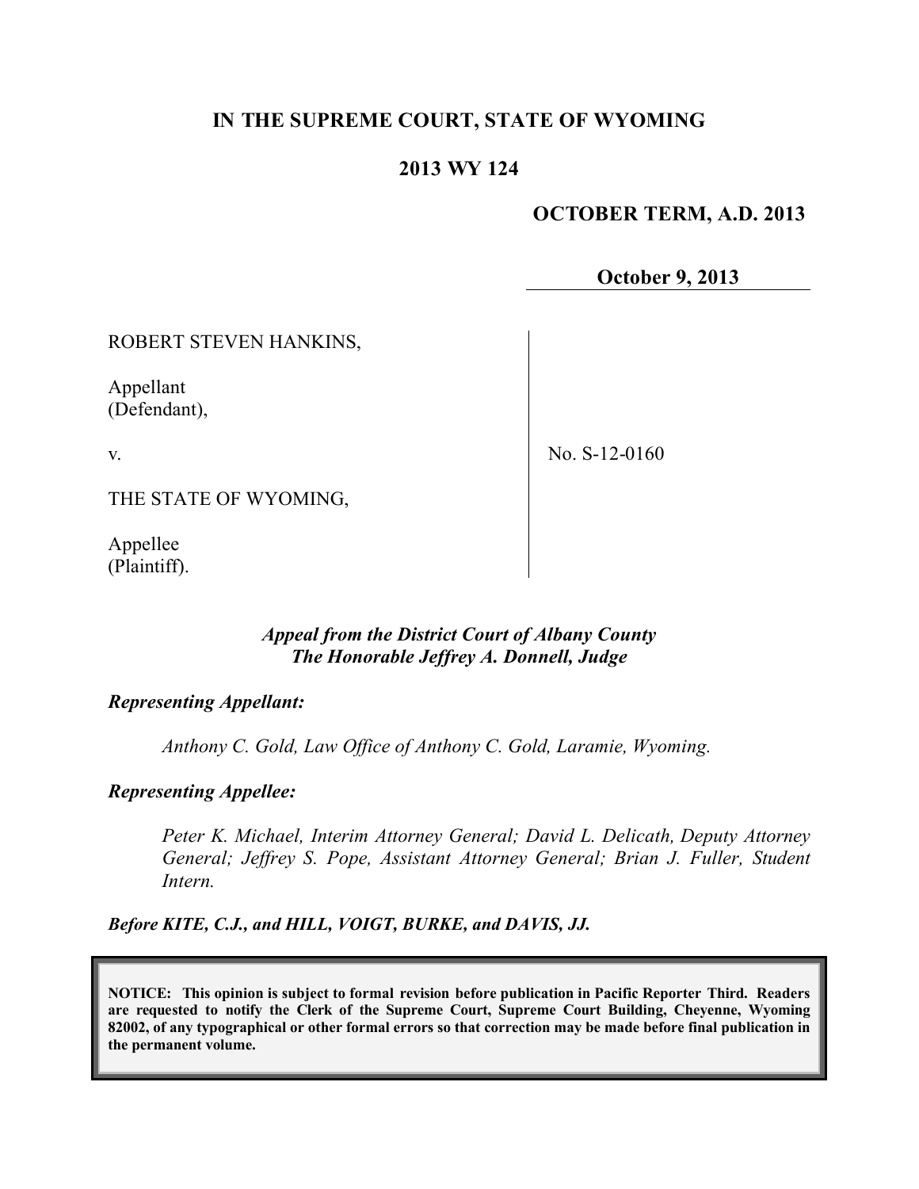# IN THE SUPREME COURT, STATE OF WYOMING

## 2013 WY 124

**OCTOBER TERM, A.D. 2013**

**October 9, 2013**

ROBERT STEVEN HANKINS,

Appellant (Defendant),

v.

THE STATE OF WYOMING,

Appellee (Plaintiff).

No. S-12-0160

*Appeal from the District Court of Albany County*
*The Honorable Jeffrey A. Donnell, Judge*

***Representing Appellant:***

*Anthony C. Gold, Law Office of Anthony C. Gold, Laramie, Wyoming.*

***Representing Appellee:***

*Peter K. Michael, Interim Attorney General; David L. Delicath, Deputy Attorney General; Jeffrey S. Pope, Assistant Attorney General; Brian J. Fuller, Student Intern.*

***Before KITE, C.J., and HILL, VOIGT, BURKE, and DAVIS, JJ.***

**NOTICE: This opinion is subject to formal revision before publication in Pacific Reporter Third. Readers are requested to notify the Clerk of the Supreme Court, Supreme Court Building, Cheyenne, Wyoming 82002, of any typographical or other formal errors so that correction may be made before final publication in the permanent volume.**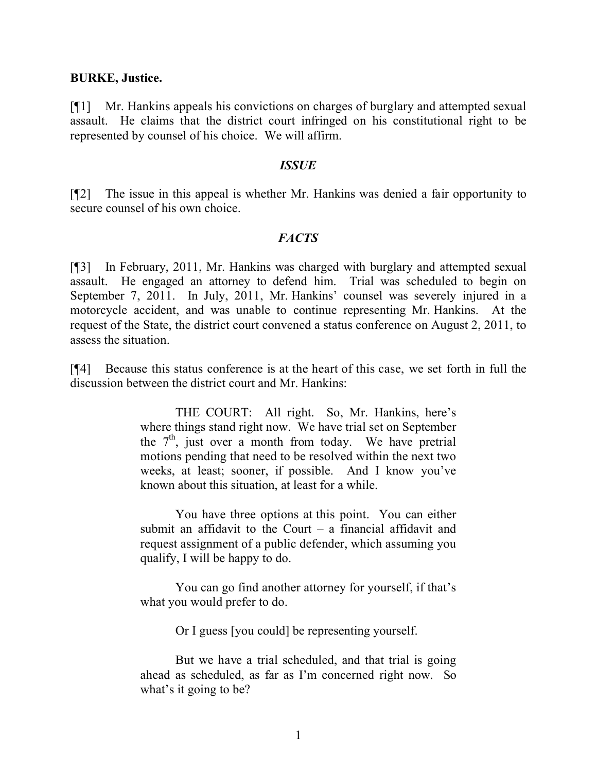**BURKE, Justice.**

[¶1] Mr. Hankins appeals his convictions on charges of burglary and attempted sexual assault. He claims that the district court infringed on his constitutional right to be represented by counsel of his choice. We will affirm.

## *ISSUE*

[¶2] The issue in this appeal is whether Mr. Hankins was denied a fair opportunity to secure counsel of his own choice.

## *FACTS*

[¶3] In February, 2011, Mr. Hankins was charged with burglary and attempted sexual assault. He engaged an attorney to defend him. Trial was scheduled to begin on September 7, 2011. In July, 2011, Mr. Hankins' counsel was severely injured in a motorcycle accident, and was unable to continue representing Mr. Hankins. At the request of the State, the district court convened a status conference on August 2, 2011, to assess the situation.

[¶4] Because this status conference is at the heart of this case, we set forth in full the discussion between the district court and Mr. Hankins:

> THE COURT: All right. So, Mr. Hankins, here's where things stand right now. We have trial set on September the 7th, just over a month from today. We have pretrial motions pending that need to be resolved within the next two weeks, at least; sooner, if possible. And I know you've known about this situation, at least for a while.
>
> You have three options at this point. You can either submit an affidavit to the Court – a financial affidavit and request assignment of a public defender, which assuming you qualify, I will be happy to do.
>
> You can go find another attorney for yourself, if that's what you would prefer to do.
>
> Or I guess [you could] be representing yourself.
>
> But we have a trial scheduled, and that trial is going ahead as scheduled, as far as I'm concerned right now. So what's it going to be?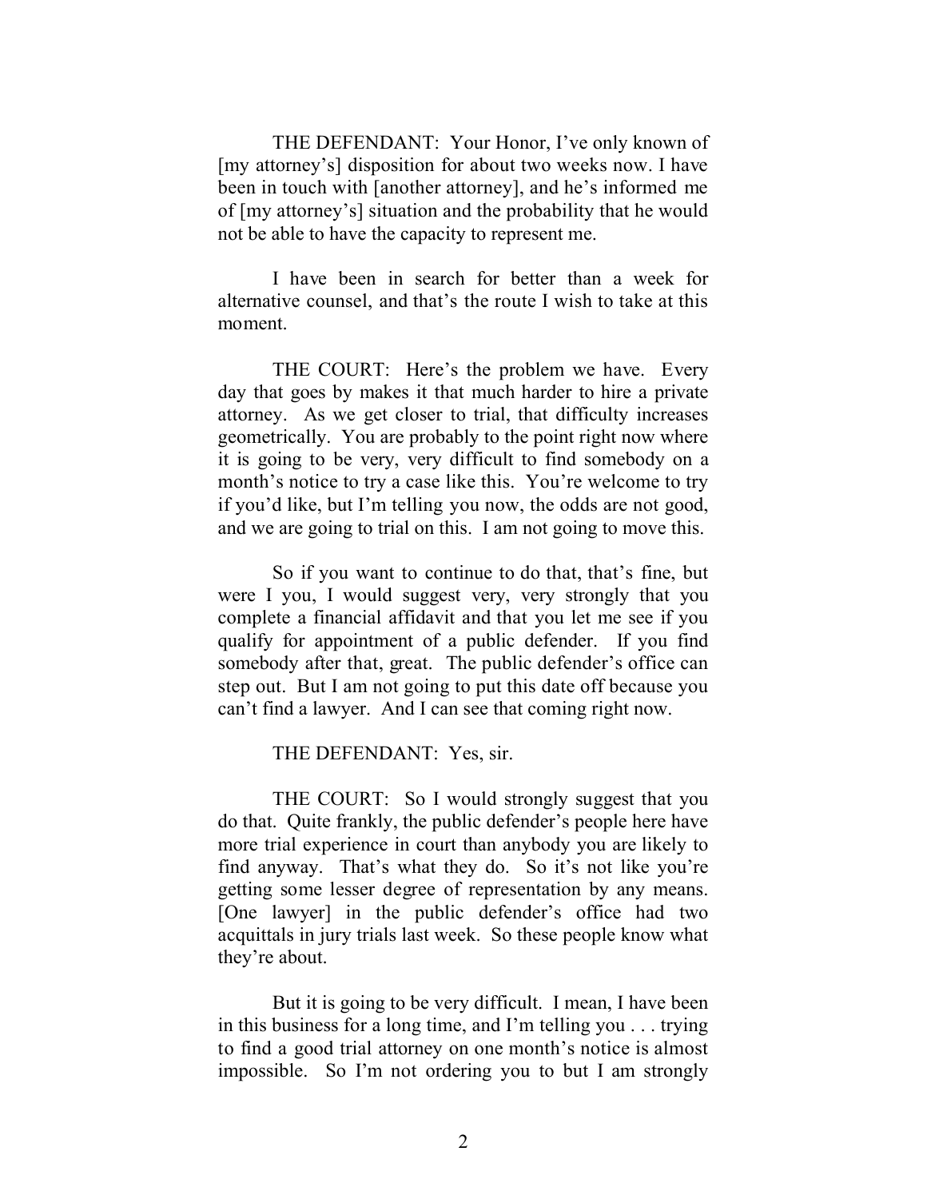THE DEFENDANT: Your Honor, I've only known of [my attorney's] disposition for about two weeks now. I have been in touch with [another attorney], and he's informed me of [my attorney's] situation and the probability that he would not be able to have the capacity to represent me.

I have been in search for better than a week for alternative counsel, and that's the route I wish to take at this moment.

THE COURT: Here's the problem we have. Every day that goes by makes it that much harder to hire a private attorney. As we get closer to trial, that difficulty increases geometrically. You are probably to the point right now where it is going to be very, very difficult to find somebody on a month's notice to try a case like this. You're welcome to try if you'd like, but I'm telling you now, the odds are not good, and we are going to trial on this. I am not going to move this.

So if you want to continue to do that, that's fine, but were I you, I would suggest very, very strongly that you complete a financial affidavit and that you let me see if you qualify for appointment of a public defender. If you find somebody after that, great. The public defender's office can step out. But I am not going to put this date off because you can't find a lawyer. And I can see that coming right now.

THE DEFENDANT: Yes, sir.

THE COURT: So I would strongly suggest that you do that. Quite frankly, the public defender's people here have more trial experience in court than anybody you are likely to find anyway. That's what they do. So it's not like you're getting some lesser degree of representation by any means. [One lawyer] in the public defender's office had two acquittals in jury trials last week. So these people know what they're about.

But it is going to be very difficult. I mean, I have been in this business for a long time, and I'm telling you . . . trying to find a good trial attorney on one month's notice is almost impossible. So I'm not ordering you to but I am strongly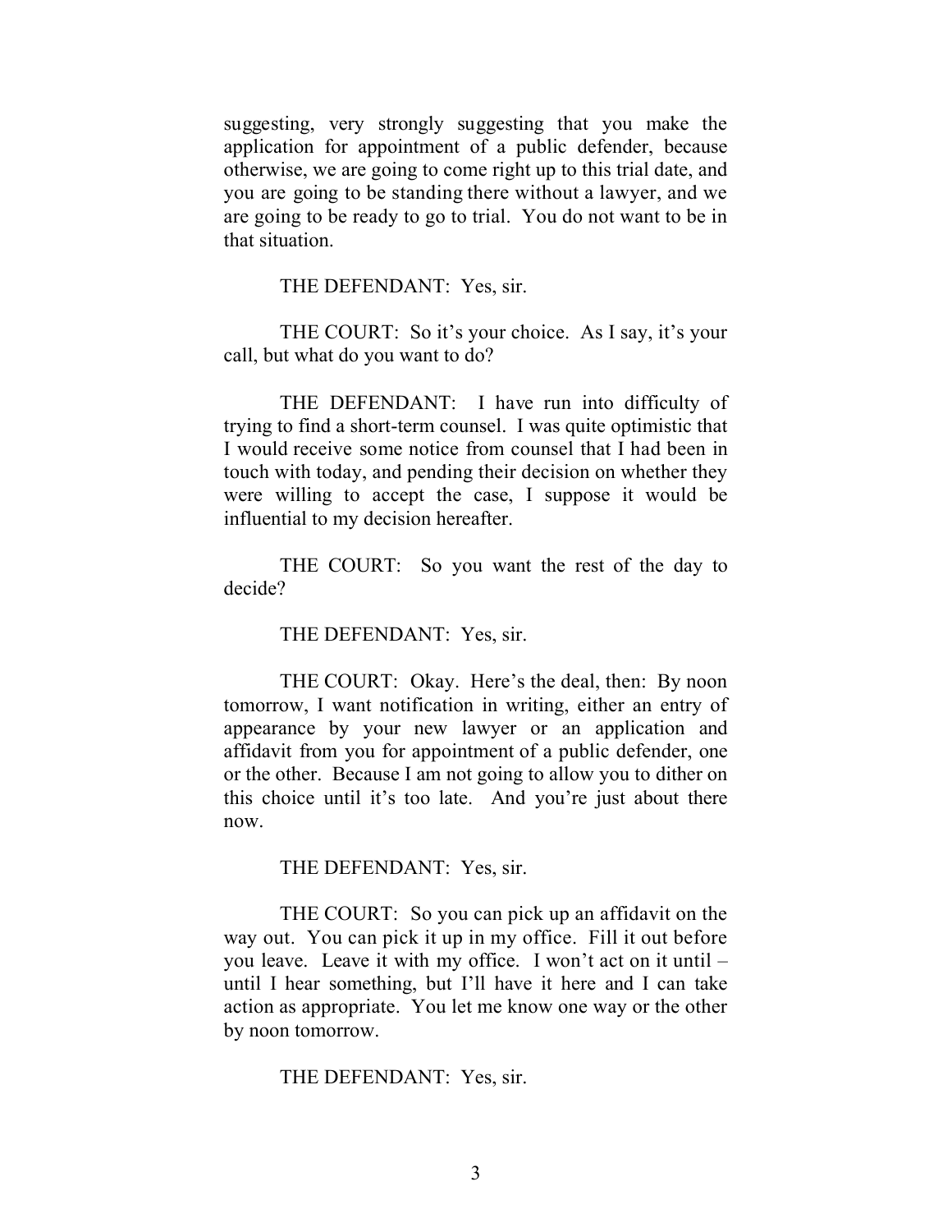suggesting, very strongly suggesting that you make the application for appointment of a public defender, because otherwise, we are going to come right up to this trial date, and you are going to be standing there without a lawyer, and we are going to be ready to go to trial. You do not want to be in that situation.

THE DEFENDANT: Yes, sir.

THE COURT: So it's your choice. As I say, it's your call, but what do you want to do?

THE DEFENDANT: I have run into difficulty of trying to find a short-term counsel. I was quite optimistic that I would receive some notice from counsel that I had been in touch with today, and pending their decision on whether they were willing to accept the case, I suppose it would be influential to my decision hereafter.

THE COURT: So you want the rest of the day to decide?

THE DEFENDANT: Yes, sir.

THE COURT: Okay. Here's the deal, then: By noon tomorrow, I want notification in writing, either an entry of appearance by your new lawyer or an application and affidavit from you for appointment of a public defender, one or the other. Because I am not going to allow you to dither on this choice until it's too late. And you're just about there now.

THE DEFENDANT: Yes, sir.

THE COURT: So you can pick up an affidavit on the way out. You can pick it up in my office. Fill it out before you leave. Leave it with my office. I won't act on it until – until I hear something, but I'll have it here and I can take action as appropriate. You let me know one way or the other by noon tomorrow.

THE DEFENDANT: Yes, sir.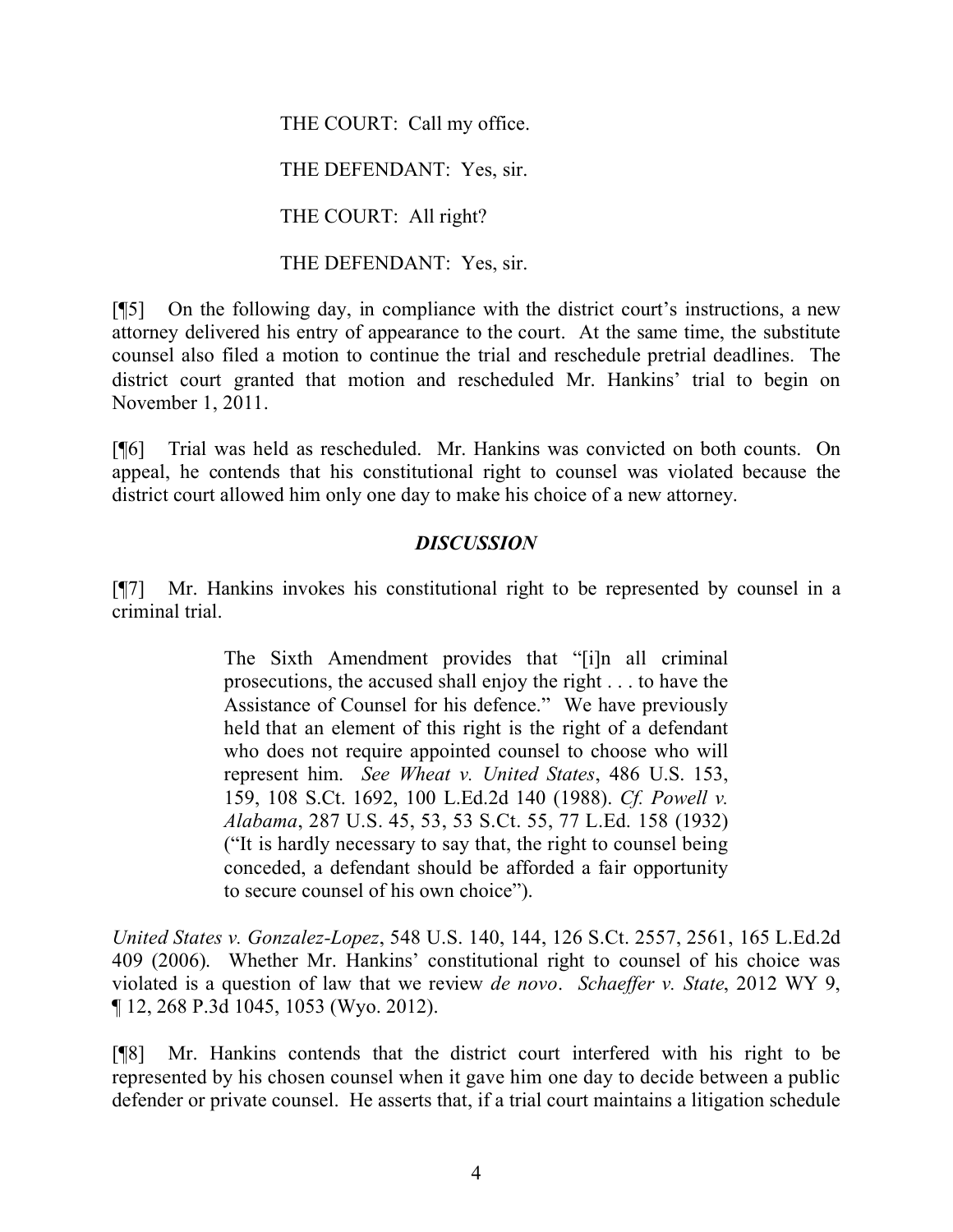THE COURT: Call my office.

THE DEFENDANT: Yes, sir.

THE COURT: All right?

THE DEFENDANT: Yes, sir.

[¶5] On the following day, in compliance with the district court's instructions, a new attorney delivered his entry of appearance to the court. At the same time, the substitute counsel also filed a motion to continue the trial and reschedule pretrial deadlines. The district court granted that motion and rescheduled Mr. Hankins' trial to begin on November 1, 2011.

[¶6] Trial was held as rescheduled. Mr. Hankins was convicted on both counts. On appeal, he contends that his constitutional right to counsel was violated because the district court allowed him only one day to make his choice of a new attorney.

## *DISCUSSION*

[¶7] Mr. Hankins invokes his constitutional right to be represented by counsel in a criminal trial.

> The Sixth Amendment provides that "[i]n all criminal prosecutions, the accused shall enjoy the right . . . to have the Assistance of Counsel for his defence." We have previously held that an element of this right is the right of a defendant who does not require appointed counsel to choose who will represent him. *See Wheat v. United States*, 486 U.S. 153, 159, 108 S.Ct. 1692, 100 L.Ed.2d 140 (1988). *Cf. Powell v. Alabama*, 287 U.S. 45, 53, 53 S.Ct. 55, 77 L.Ed. 158 (1932) ("It is hardly necessary to say that, the right to counsel being conceded, a defendant should be afforded a fair opportunity to secure counsel of his own choice").

*United States v. Gonzalez-Lopez*, 548 U.S. 140, 144, 126 S.Ct. 2557, 2561, 165 L.Ed.2d 409 (2006). Whether Mr. Hankins' constitutional right to counsel of his choice was violated is a question of law that we review *de novo*. *Schaeffer v. State*, 2012 WY 9, ¶ 12, 268 P.3d 1045, 1053 (Wyo. 2012).

[¶8] Mr. Hankins contends that the district court interfered with his right to be represented by his chosen counsel when it gave him one day to decide between a public defender or private counsel. He asserts that, if a trial court maintains a litigation schedule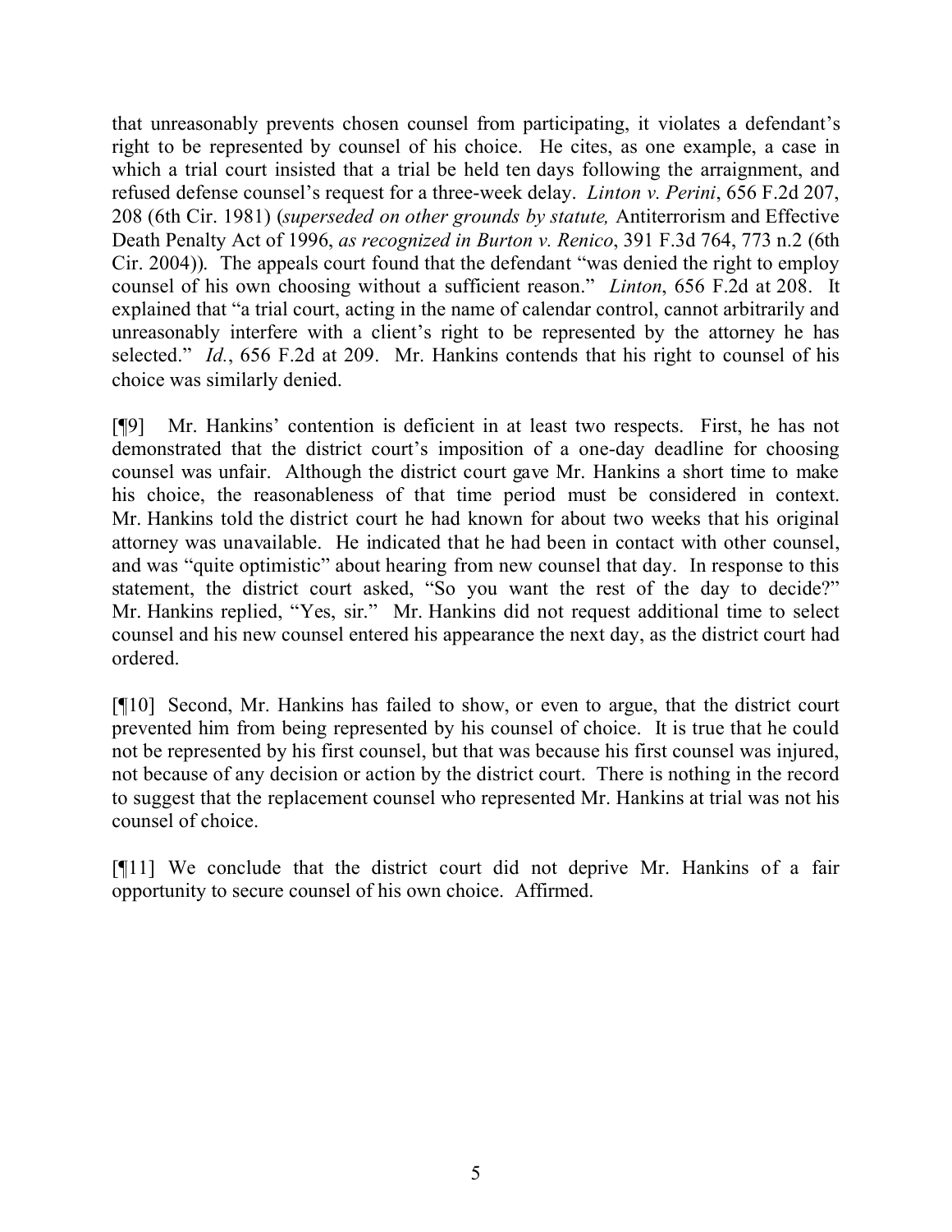that unreasonably prevents chosen counsel from participating, it violates a defendant's right to be represented by counsel of his choice. He cites, as one example, a case in which a trial court insisted that a trial be held ten days following the arraignment, and refused defense counsel's request for a three-week delay. *Linton v. Perini*, 656 F.2d 207, 208 (6th Cir. 1981) (*superseded on other grounds by statute,* Antiterrorism and Effective Death Penalty Act of 1996, *as recognized in Burton v. Renico*, 391 F.3d 764, 773 n.2 (6th Cir. 2004)). The appeals court found that the defendant "was denied the right to employ counsel of his own choosing without a sufficient reason." *Linton*, 656 F.2d at 208. It explained that "a trial court, acting in the name of calendar control, cannot arbitrarily and unreasonably interfere with a client's right to be represented by the attorney he has selected." *Id.*, 656 F.2d at 209. Mr. Hankins contends that his right to counsel of his choice was similarly denied.

[¶9] Mr. Hankins' contention is deficient in at least two respects. First, he has not demonstrated that the district court's imposition of a one-day deadline for choosing counsel was unfair. Although the district court gave Mr. Hankins a short time to make his choice, the reasonableness of that time period must be considered in context. Mr. Hankins told the district court he had known for about two weeks that his original attorney was unavailable. He indicated that he had been in contact with other counsel, and was "quite optimistic" about hearing from new counsel that day. In response to this statement, the district court asked, "So you want the rest of the day to decide?" Mr. Hankins replied, "Yes, sir." Mr. Hankins did not request additional time to select counsel and his new counsel entered his appearance the next day, as the district court had ordered.

[¶10] Second, Mr. Hankins has failed to show, or even to argue, that the district court prevented him from being represented by his counsel of choice. It is true that he could not be represented by his first counsel, but that was because his first counsel was injured, not because of any decision or action by the district court. There is nothing in the record to suggest that the replacement counsel who represented Mr. Hankins at trial was not his counsel of choice.

[¶11] We conclude that the district court did not deprive Mr. Hankins of a fair opportunity to secure counsel of his own choice. Affirmed.